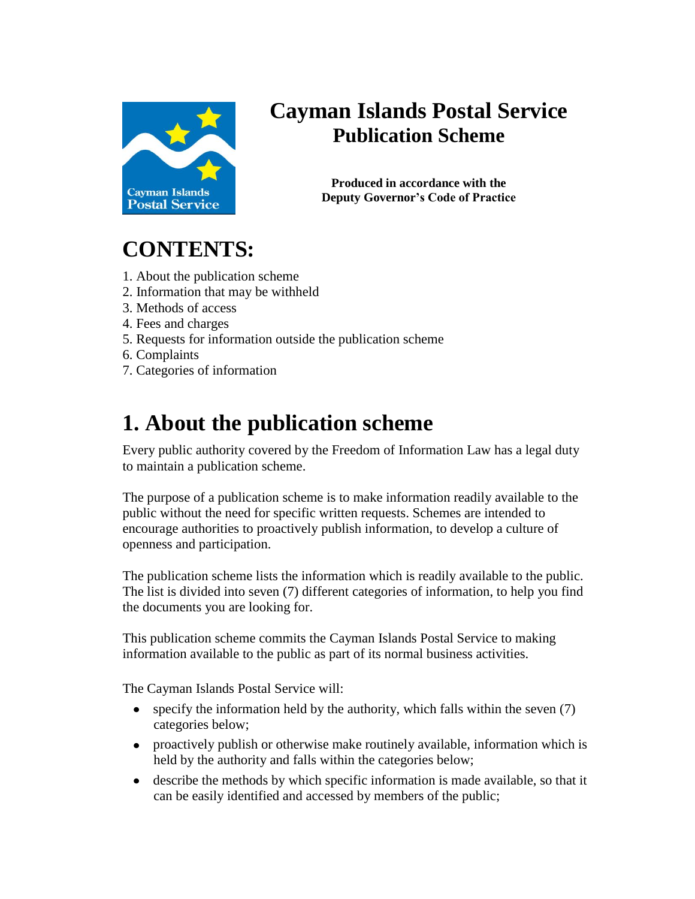# Cayman Islands Postal Service
## Publication Scheme

**Produced in accordance with the Deputy Governor's Code of Practice**

# CONTENTS:

1. About the publication scheme
2. Information that may be withheld
3. Methods of access
4. Fees and charges
5. Requests for information outside the publication scheme
6. Complaints
7. Categories of information

# 1. About the publication scheme

Every public authority covered by the Freedom of Information Law has a legal duty to maintain a publication scheme.

The purpose of a publication scheme is to make information readily available to the public without the need for specific written requests. Schemes are intended to encourage authorities to proactively publish information, to develop a culture of openness and participation.

The publication scheme lists the information which is readily available to the public. The list is divided into seven (7) different categories of information, to help you find the documents you are looking for.

This publication scheme commits the Cayman Islands Postal Service to making information available to the public as part of its normal business activities.

The Cayman Islands Postal Service will:

- specify the information held by the authority, which falls within the seven (7) categories below;
- proactively publish or otherwise make routinely available, information which is held by the authority and falls within the categories below;
- describe the methods by which specific information is made available, so that it can be easily identified and accessed by members of the public;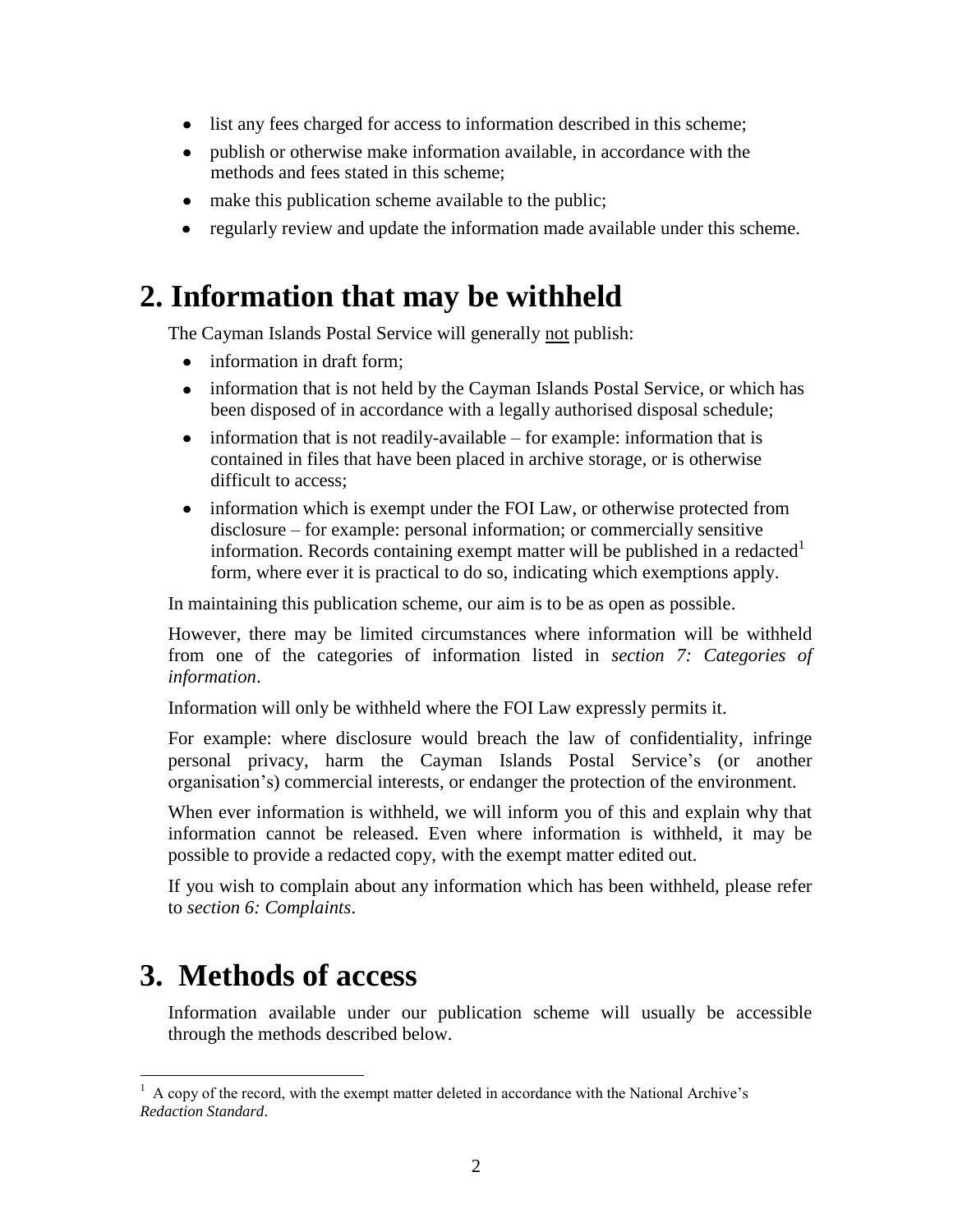- list any fees charged for access to information described in this scheme;
- publish or otherwise make information available, in accordance with the methods and fees stated in this scheme;
- make this publication scheme available to the public;
- regularly review and update the information made available under this scheme.

# 2. Information that may be withheld

The Cayman Islands Postal Service will generally not publish:

- information in draft form;
- information that is not held by the Cayman Islands Postal Service, or which has been disposed of in accordance with a legally authorised disposal schedule;
- information that is not readily-available – for example: information that is contained in files that have been placed in archive storage, or is otherwise difficult to access;
- information which is exempt under the FOI Law, or otherwise protected from disclosure – for example: personal information; or commercially sensitive information. Records containing exempt matter will be published in a redacted[1] form, where ever it is practical to do so, indicating which exemptions apply.

In maintaining this publication scheme, our aim is to be as open as possible.

However, there may be limited circumstances where information will be withheld from one of the categories of information listed in *section 7: Categories of information*.

Information will only be withheld where the FOI Law expressly permits it.

For example: where disclosure would breach the law of confidentiality, infringe personal privacy, harm the Cayman Islands Postal Service's (or another organisation's) commercial interests, or endanger the protection of the environment.

When ever information is withheld, we will inform you of this and explain why that information cannot be released. Even where information is withheld, it may be possible to provide a redacted copy, with the exempt matter edited out.

If you wish to complain about any information which has been withheld, please refer to *section 6: Complaints*.

# 3. Methods of access

Information available under our publication scheme will usually be accessible through the methods described below.

[1] A copy of the record, with the exempt matter deleted in accordance with the National Archive's *Redaction Standard*.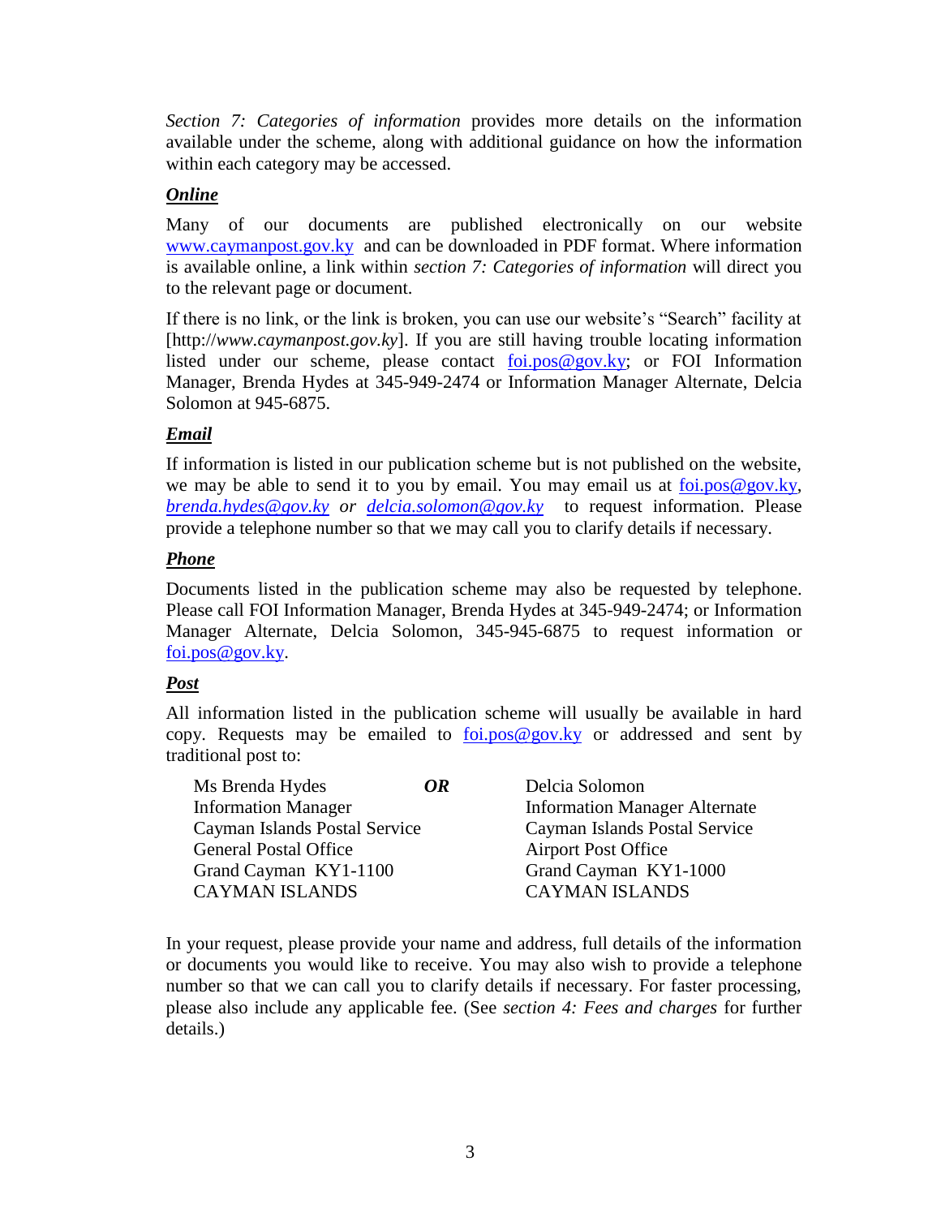*Section 7: Categories of information* provides more details on the information available under the scheme, along with additional guidance on how the information within each category may be accessed.

***Online***

Many of our documents are published electronically on our website www.caymanpost.gov.ky and can be downloaded in PDF format. Where information is available online, a link within *section 7: Categories of information* will direct you to the relevant page or document.

If there is no link, or the link is broken, you can use our website's "Search" facility at [http://*www.caymanpost.gov.ky*]. If you are still having trouble locating information listed under our scheme, please contact foi.pos@gov.ky; or FOI Information Manager, Brenda Hydes at 345-949-2474 or Information Manager Alternate, Delcia Solomon at 945-6875.

***Email***

If information is listed in our publication scheme but is not published on the website, we may be able to send it to you by email. You may email us at foi.pos@gov.ky, *brenda.hydes@gov.ky* *or* *delcia.solomon@gov.ky* to request information. Please provide a telephone number so that we may call you to clarify details if necessary.

***Phone***

Documents listed in the publication scheme may also be requested by telephone. Please call FOI Information Manager, Brenda Hydes at 345-949-2474; or Information Manager Alternate, Delcia Solomon, 345-945-6875 to request information or foi.pos@gov.ky.

***Post***

All information listed in the publication scheme will usually be available in hard copy. Requests may be emailed to foi.pos@gov.ky or addressed and sent by traditional post to:

Ms Brenda Hydes  
Information Manager  
Cayman Islands Postal Service  
General Postal Office  
Grand Cayman KY1-1100  
CAYMAN ISLANDS

***OR***

Delcia Solomon  
Information Manager Alternate  
Cayman Islands Postal Service  
Airport Post Office  
Grand Cayman KY1-1000  
CAYMAN ISLANDS

In your request, please provide your name and address, full details of the information or documents you would like to receive. You may also wish to provide a telephone number so that we can call you to clarify details if necessary. For faster processing, please also include any applicable fee. (See *section 4: Fees and charges* for further details.)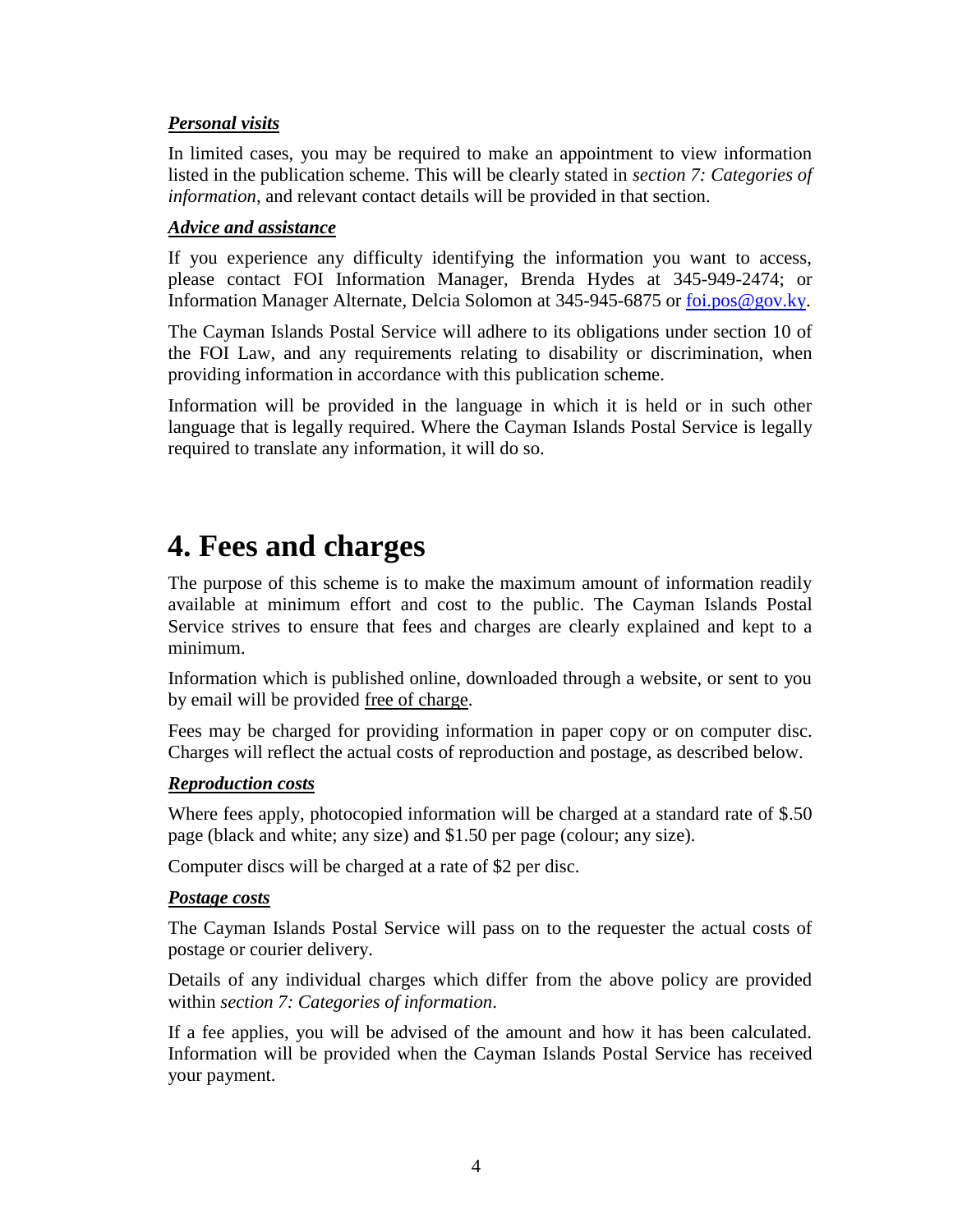***Personal visits***

In limited cases, you may be required to make an appointment to view information listed in the publication scheme. This will be clearly stated in *section 7: Categories of information*, and relevant contact details will be provided in that section.

***Advice and assistance***

If you experience any difficulty identifying the information you want to access, please contact FOI Information Manager, Brenda Hydes at 345-949-2474; or Information Manager Alternate, Delcia Solomon at 345-945-6875 or [foi.pos@gov.ky](mailto:foi.pos@gov.ky).

The Cayman Islands Postal Service will adhere to its obligations under section 10 of the FOI Law, and any requirements relating to disability or discrimination, when providing information in accordance with this publication scheme.

Information will be provided in the language in which it is held or in such other language that is legally required. Where the Cayman Islands Postal Service is legally required to translate any information, it will do so.

# 4. Fees and charges

The purpose of this scheme is to make the maximum amount of information readily available at minimum effort and cost to the public. The Cayman Islands Postal Service strives to ensure that fees and charges are clearly explained and kept to a minimum.

Information which is published online, downloaded through a website, or sent to you by email will be provided free of charge.

Fees may be charged for providing information in paper copy or on computer disc. Charges will reflect the actual costs of reproduction and postage, as described below.

***Reproduction costs***

Where fees apply, photocopied information will be charged at a standard rate of $.50 page (black and white; any size) and $1.50 per page (colour; any size).

Computer discs will be charged at a rate of $2 per disc.

***Postage costs***

The Cayman Islands Postal Service will pass on to the requester the actual costs of postage or courier delivery.

Details of any individual charges which differ from the above policy are provided within *section 7: Categories of information*.

If a fee applies, you will be advised of the amount and how it has been calculated. Information will be provided when the Cayman Islands Postal Service has received your payment.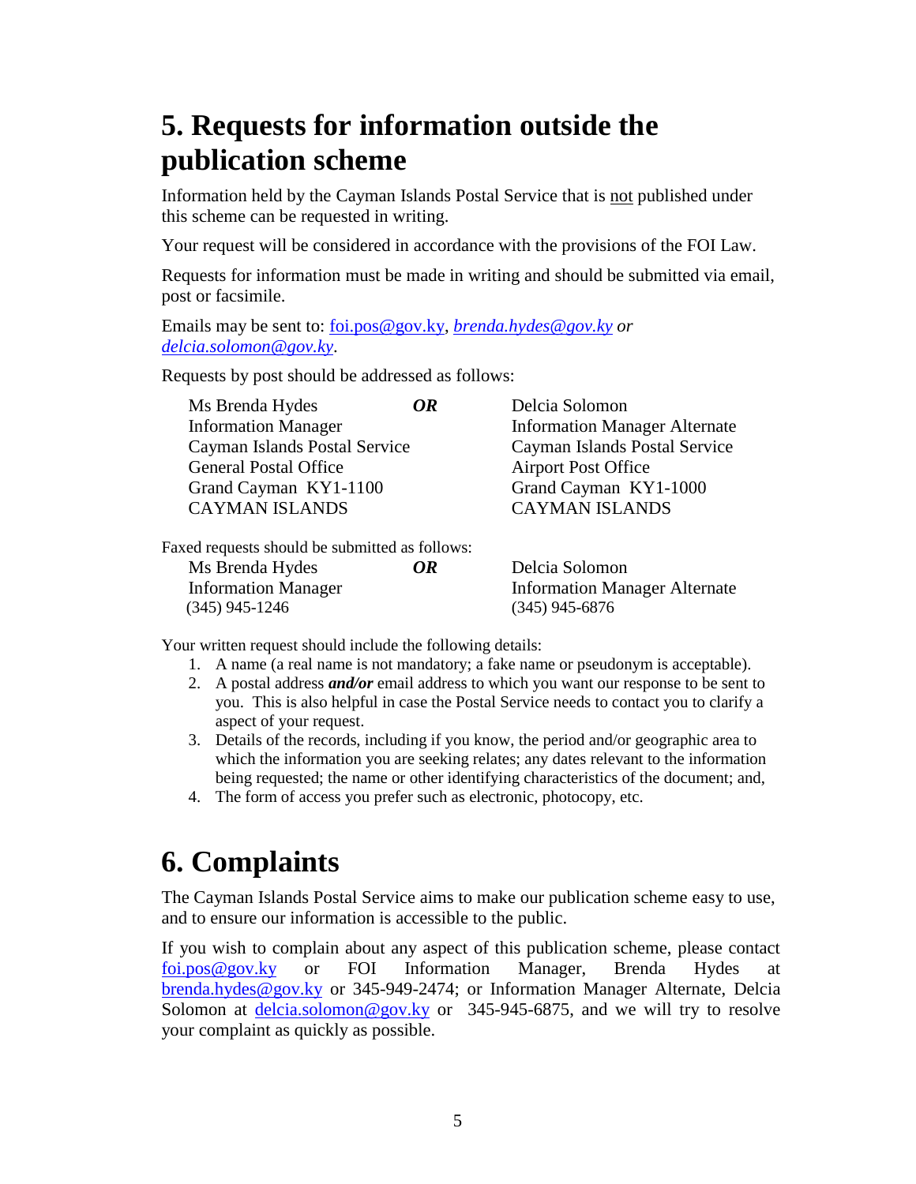# 5. Requests for information outside the publication scheme

Information held by the Cayman Islands Postal Service that is <u>not</u> published under this scheme can be requested in writing.

Your request will be considered in accordance with the provisions of the FOI Law.

Requests for information must be made in writing and should be submitted via email, post or facsimile.

Emails may be sent to: foi.pos@gov.ky, *brenda.hydes@gov.ky* ***or*** *delcia.solomon@gov.ky*.

Requests by post should be addressed as follows:

| | | |
|---|---|---|
| Ms Brenda Hydes | ***OR*** | Delcia Solomon |
| Information Manager | | Information Manager Alternate |
| Cayman Islands Postal Service | | Cayman Islands Postal Service |
| General Postal Office | | Airport Post Office |
| Grand Cayman KY1-1100 | | Grand Cayman KY1-1000 |
| CAYMAN ISLANDS | | CAYMAN ISLANDS |

Faxed requests should be submitted as follows:

| | | |
|---|---|---|
| Ms Brenda Hydes | ***OR*** | Delcia Solomon |
| Information Manager | | Information Manager Alternate |
| (345) 945-1246 | | (345) 945-6876 |

Your written request should include the following details:

1. A name (a real name is not mandatory; a fake name or pseudonym is acceptable).
2. A postal address ***and/or*** email address to which you want our response to be sent to you. This is also helpful in case the Postal Service needs to contact you to clarify a aspect of your request.
3. Details of the records, including if you know, the period and/or geographic area to which the information you are seeking relates; any dates relevant to the information being requested; the name or other identifying characteristics of the document; and,
4. The form of access you prefer such as electronic, photocopy, etc.

# 6. Complaints

The Cayman Islands Postal Service aims to make our publication scheme easy to use, and to ensure our information is accessible to the public.

If you wish to complain about any aspect of this publication scheme, please contact foi.pos@gov.ky or FOI Information Manager, Brenda Hydes at brenda.hydes@gov.ky or 345-949-2474; or Information Manager Alternate, Delcia Solomon at delcia.solomon@gov.ky or 345-945-6875, and we will try to resolve your complaint as quickly as possible.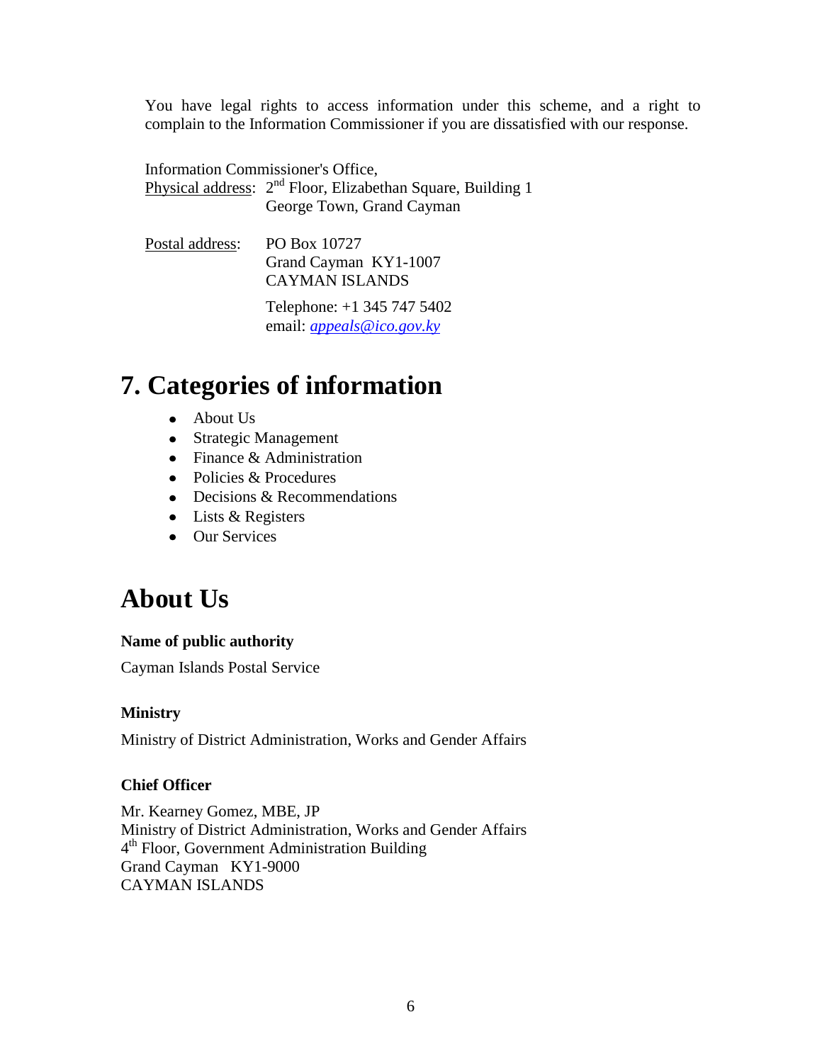You have legal rights to access information under this scheme, and a right to complain to the Information Commissioner if you are dissatisfied with our response.

Information Commissioner's Office,
Physical address: 2nd Floor, Elizabethan Square, Building 1
George Town, Grand Cayman

Postal address: PO Box 10727
Grand Cayman KY1-1007
CAYMAN ISLANDS

Telephone: +1 345 747 5402
email: *appeals@ico.gov.ky*

# 7. Categories of information

- About Us
- Strategic Management
- Finance & Administration
- Policies & Procedures
- Decisions & Recommendations
- Lists & Registers
- Our Services

# About Us

**Name of public authority**

Cayman Islands Postal Service

**Ministry**

Ministry of District Administration, Works and Gender Affairs

**Chief Officer**

Mr. Kearney Gomez, MBE, JP
Ministry of District Administration, Works and Gender Affairs
4th Floor, Government Administration Building
Grand Cayman KY1-9000
CAYMAN ISLANDS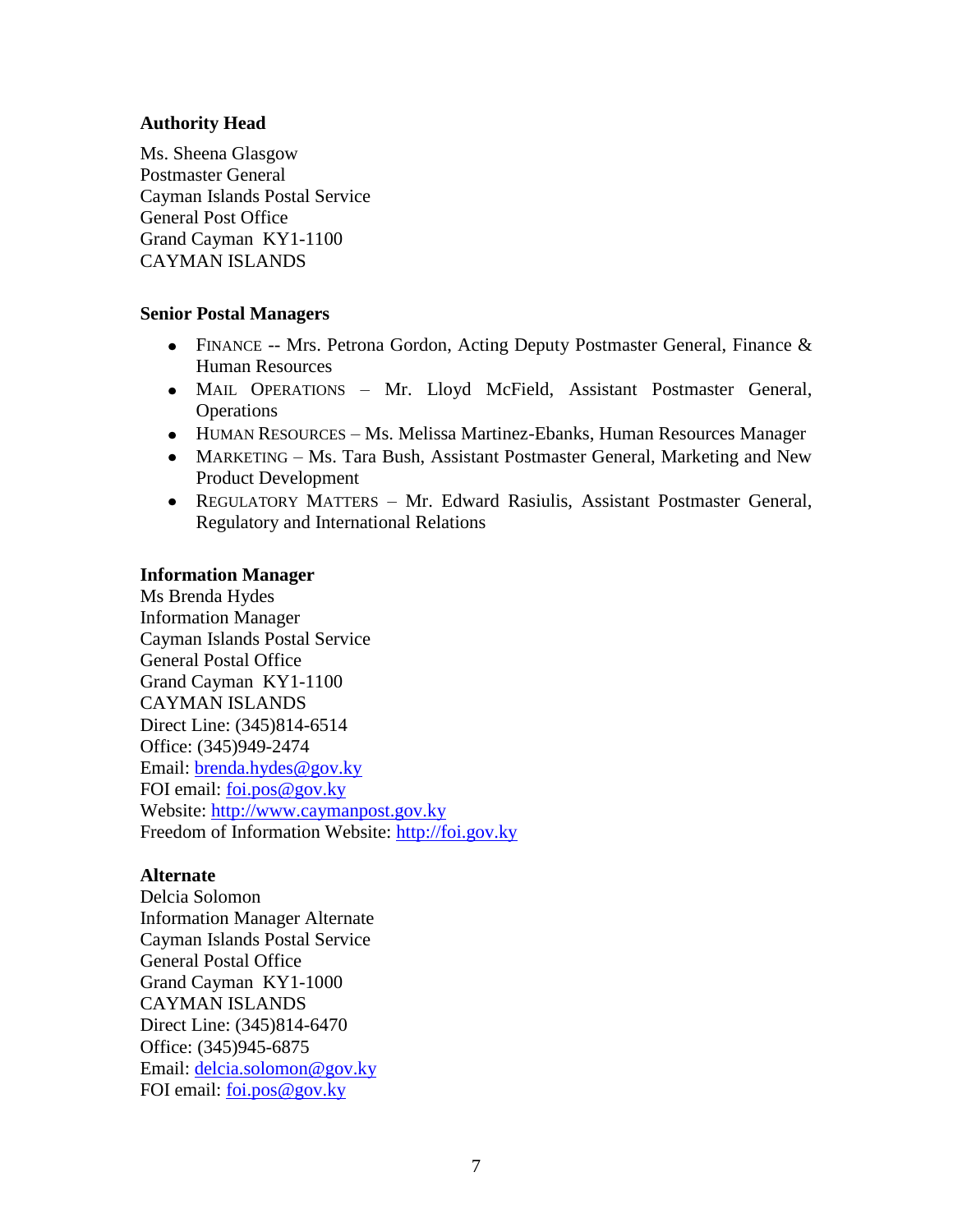**Authority Head**

Ms. Sheena Glasgow
Postmaster General
Cayman Islands Postal Service
General Post Office
Grand Cayman KY1-1100
CAYMAN ISLANDS

**Senior Postal Managers**

- FINANCE -- Mrs. Petrona Gordon, Acting Deputy Postmaster General, Finance & Human Resources
- MAIL OPERATIONS – Mr. Lloyd McField, Assistant Postmaster General, Operations
- HUMAN RESOURCES – Ms. Melissa Martinez-Ebanks, Human Resources Manager
- MARKETING – Ms. Tara Bush, Assistant Postmaster General, Marketing and New Product Development
- REGULATORY MATTERS – Mr. Edward Rasiulis, Assistant Postmaster General, Regulatory and International Relations

**Information Manager**

Ms Brenda Hydes
Information Manager
Cayman Islands Postal Service
General Postal Office
Grand Cayman KY1-1100
CAYMAN ISLANDS
Direct Line: (345)814-6514
Office: (345)949-2474
Email: brenda.hydes@gov.ky
FOI email: foi.pos@gov.ky
Website: http://www.caymanpost.gov.ky
Freedom of Information Website: http://foi.gov.ky

**Alternate**

Delcia Solomon
Information Manager Alternate
Cayman Islands Postal Service
General Postal Office
Grand Cayman KY1-1000
CAYMAN ISLANDS
Direct Line: (345)814-6470
Office: (345)945-6875
Email: delcia.solomon@gov.ky
FOI email: foi.pos@gov.ky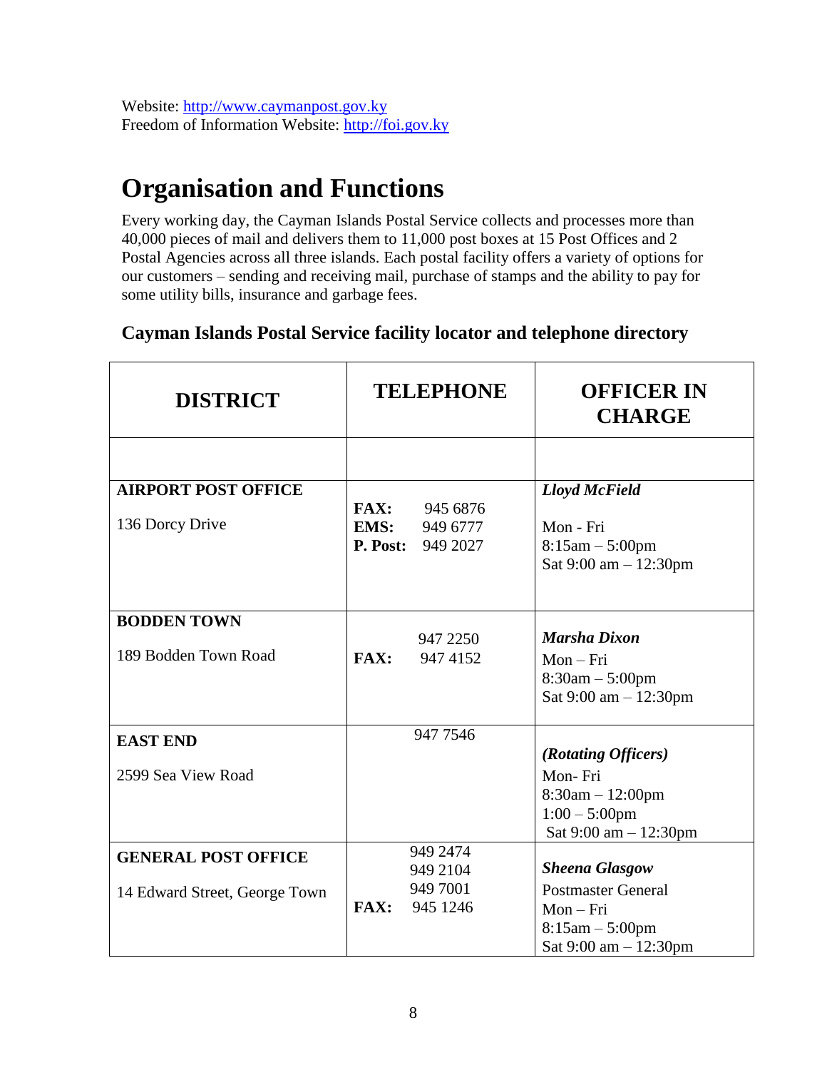Website: http://www.caymanpost.gov.ky
Freedom of Information Website: http://foi.gov.ky

# Organisation and Functions

Every working day, the Cayman Islands Postal Service collects and processes more than 40,000 pieces of mail and delivers them to 11,000 post boxes at 15 Post Offices and 2 Postal Agencies across all three islands. Each postal facility offers a variety of options for our customers – sending and receiving mail, purchase of stamps and the ability to pay for some utility bills, insurance and garbage fees.

### Cayman Islands Postal Service facility locator and telephone directory

| DISTRICT | TELEPHONE | OFFICER IN CHARGE |
|---|---|---|
| | | |
| **AIRPORT POST OFFICE**<br><br>136 Dorcy Drive | **FAX:** 945 6876<br>**EMS:** 949 6777<br>**P. Post:** 949 2027 | ***Lloyd McField***<br><br>Mon - Fri<br>8:15am – 5:00pm<br>Sat 9:00 am – 12:30pm |
| **BODDEN TOWN**<br><br>189 Bodden Town Road | 947 2250<br>**FAX:** 947 4152 | ***Marsha Dixon***<br>Mon – Fri<br>8:30am – 5:00pm<br>Sat 9:00 am – 12:30pm |
| **EAST END**<br><br>2599 Sea View Road | 947 7546 | ***(Rotating Officers)***<br>Mon- Fri<br>8:30am – 12:00pm<br>1:00 – 5:00pm<br>Sat 9:00 am – 12:30pm |
| **GENERAL POST OFFICE**<br><br>14 Edward Street, George Town | 949 2474<br>949 2104<br>949 7001<br>**FAX:** 945 1246 | ***Sheena Glasgow***<br>Postmaster General<br>Mon – Fri<br>8:15am – 5:00pm<br>Sat 9:00 am – 12:30pm |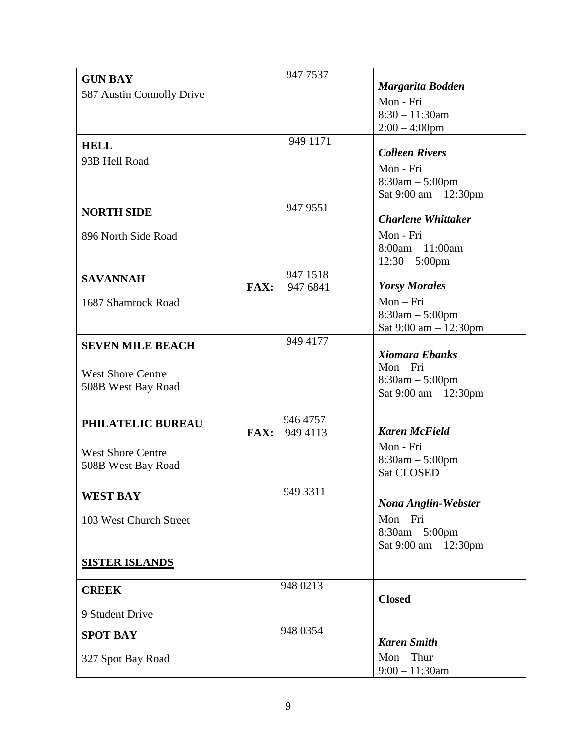| | | |
|---|---|---|
| **GUN BAY**<br>587 Austin Connolly Drive | 947 7537 | ***Margarita Bodden***<br>Mon - Fri<br>8:30 – 11:30am<br>2:00 – 4:00pm |
| **HELL**<br>93B Hell Road | 949 1171 | ***Colleen Rivers***<br>Mon - Fri<br>8:30am – 5:00pm<br>Sat 9:00 am – 12:30pm |
| **NORTH SIDE**<br>896 North Side Road | 947 9551 | ***Charlene Whittaker***<br>Mon - Fri<br>8:00am – 11:00am<br>12:30 – 5:00pm |
| **SAVANNAH**<br>1687 Shamrock Road | 947 1518<br>**FAX:** 947 6841 | ***Yorsy Morales***<br>Mon – Fri<br>8:30am – 5:00pm<br>Sat 9:00 am – 12:30pm |
| **SEVEN MILE BEACH**<br>West Shore Centre<br>508B West Bay Road | 949 4177 | ***Xiomara Ebanks***<br>Mon – Fri<br>8:30am – 5:00pm<br>Sat 9:00 am – 12:30pm |
| **PHILATELIC BUREAU**<br>West Shore Centre<br>508B West Bay Road | 946 4757<br>**FAX:** 949 4113 | ***Karen McField***<br>Mon - Fri<br>8:30am – 5:00pm<br>Sat CLOSED |
| **WEST BAY**<br>103 West Church Street | 949 3311 | ***Nona Anglin-Webster***<br>Mon – Fri<br>8:30am – 5:00pm<br>Sat 9:00 am – 12:30pm |
| **SISTER ISLANDS** | | |
| **CREEK**<br>9 Student Drive | 948 0213 | **Closed** |
| **SPOT BAY**<br>327 Spot Bay Road | 948 0354 | ***Karen Smith***<br>Mon – Thur<br>9:00 – 11:30am |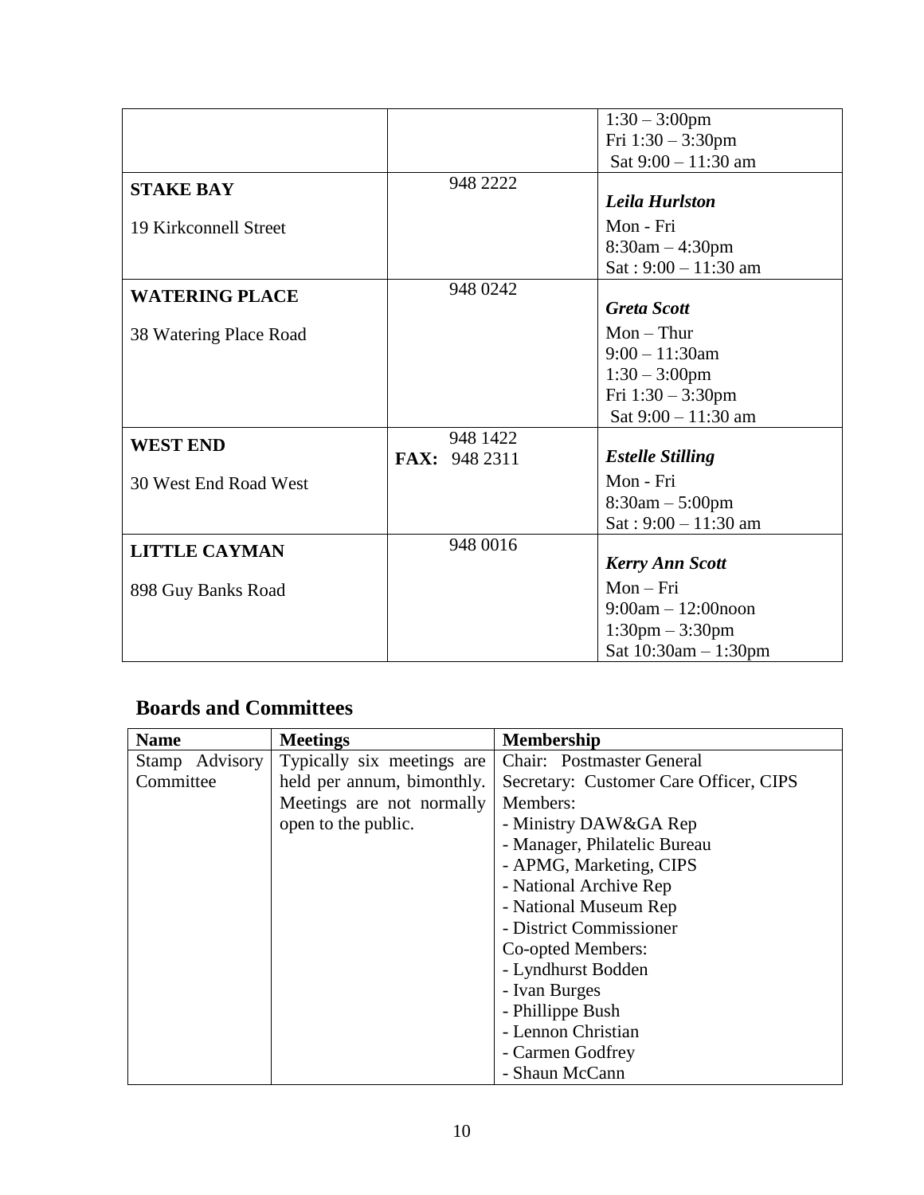| | | |
|---|---|---|
| | | 1:30 – 3:00pm<br>Fri 1:30 – 3:30pm<br>Sat 9:00 – 11:30 am |
| **STAKE BAY**<br><br>19 Kirkconnell Street | 948 2222 | ***Leila Hurlston***<br>Mon - Fri<br>8:30am – 4:30pm<br>Sat : 9:00 – 11:30 am |
| **WATERING PLACE**<br><br>38 Watering Place Road | 948 0242 | ***Greta Scott***<br>Mon – Thur<br>9:00 – 11:30am<br>1:30 – 3:00pm<br>Fri 1:30 – 3:30pm<br>Sat 9:00 – 11:30 am |
| **WEST END**<br><br>30 West End Road West | 948 1422<br>**FAX:** 948 2311 | ***Estelle Stilling***<br>Mon - Fri<br>8:30am – 5:00pm<br>Sat : 9:00 – 11:30 am |
| **LITTLE CAYMAN**<br><br>898 Guy Banks Road | 948 0016 | ***Kerry Ann Scott***<br>Mon – Fri<br>9:00am – 12:00noon<br>1:30pm – 3:30pm<br>Sat 10:30am – 1:30pm |

## Boards and Committees

| **Name** | **Meetings** | **Membership** |
|---|---|---|
| Stamp Advisory Committee | Typically six meetings are held per annum, bimonthly. Meetings are not normally open to the public. | Chair: Postmaster General<br>Secretary: Customer Care Officer, CIPS<br>Members:<br>- Ministry DAW&GA Rep<br>- Manager, Philatelic Bureau<br>- APMG, Marketing, CIPS<br>- National Archive Rep<br>- National Museum Rep<br>- District Commissioner<br>Co-opted Members:<br>- Lyndhurst Bodden<br>- Ivan Burges<br>- Phillippe Bush<br>- Lennon Christian<br>- Carmen Godfrey<br>- Shaun McCann |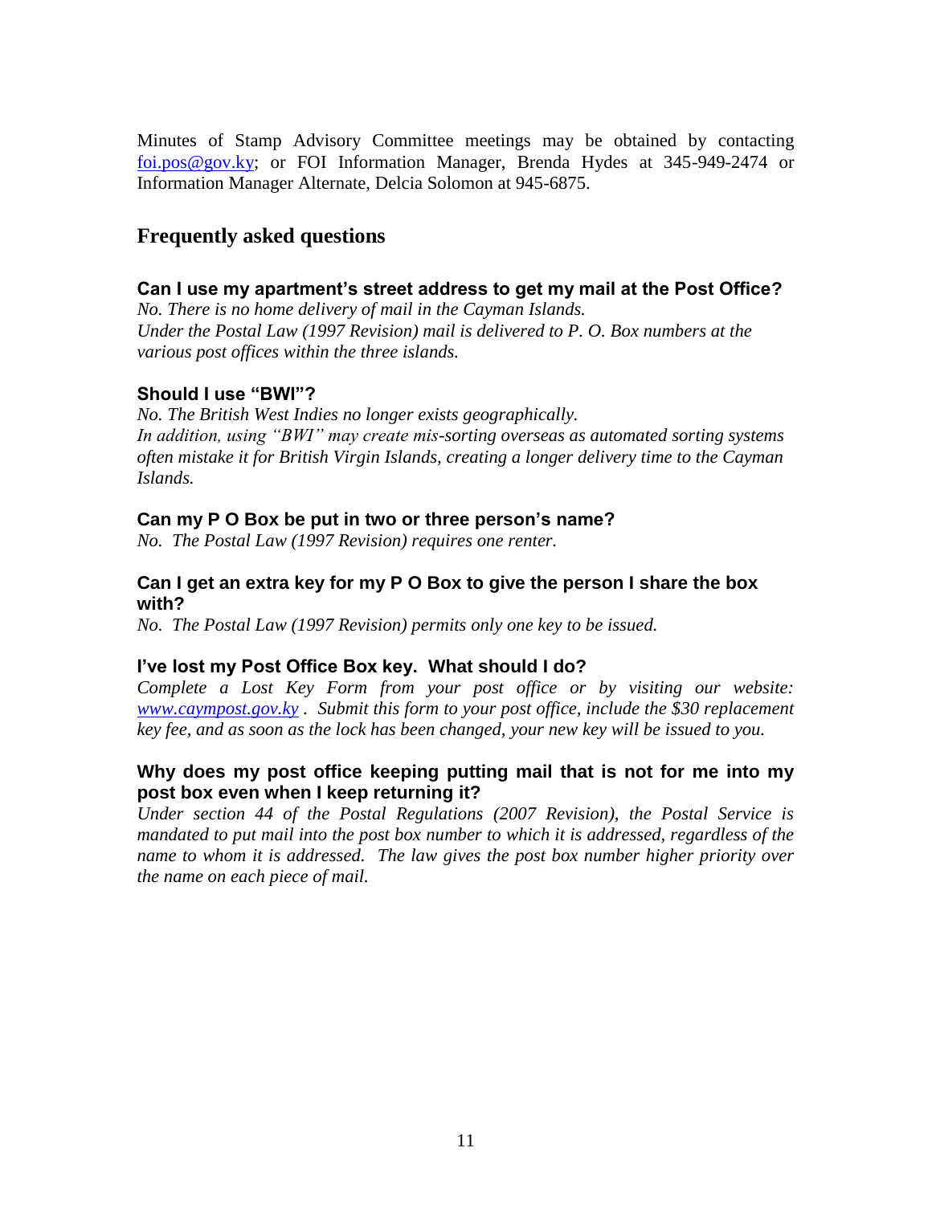Minutes of Stamp Advisory Committee meetings may be obtained by contacting [foi.pos@gov.ky](mailto:foi.pos@gov.ky); or FOI Information Manager, Brenda Hydes at 345-949-2474 or Information Manager Alternate, Delcia Solomon at 945-6875.

## Frequently asked questions

### Can I use my apartment's street address to get my mail at the Post Office?

*No. There is no home delivery of mail in the Cayman Islands.*
*Under the Postal Law (1997 Revision) mail is delivered to P. O. Box numbers at the various post offices within the three islands.*

### Should I use "BWI"?

*No. The British West Indies no longer exists geographically.*
*In addition, using "BWI" may create mis-sorting overseas as automated sorting systems often mistake it for British Virgin Islands, creating a longer delivery time to the Cayman Islands.*

### Can my P O Box be put in two or three person's name?

*No. The Postal Law (1997 Revision) requires one renter.*

### Can I get an extra key for my P O Box to give the person I share the box with?

*No. The Postal Law (1997 Revision) permits only one key to be issued.*

### I've lost my Post Office Box key. What should I do?

*Complete a Lost Key Form from your post office or by visiting our website: [www.caympost.gov.ky](http://www.caympost.gov.ky) . Submit this form to your post office, include the $30 replacement key fee, and as soon as the lock has been changed, your new key will be issued to you.*

### Why does my post office keeping putting mail that is not for me into my post box even when I keep returning it?

*Under section 44 of the Postal Regulations (2007 Revision), the Postal Service is mandated to put mail into the post box number to which it is addressed, regardless of the name to whom it is addressed. The law gives the post box number higher priority over the name on each piece of mail.*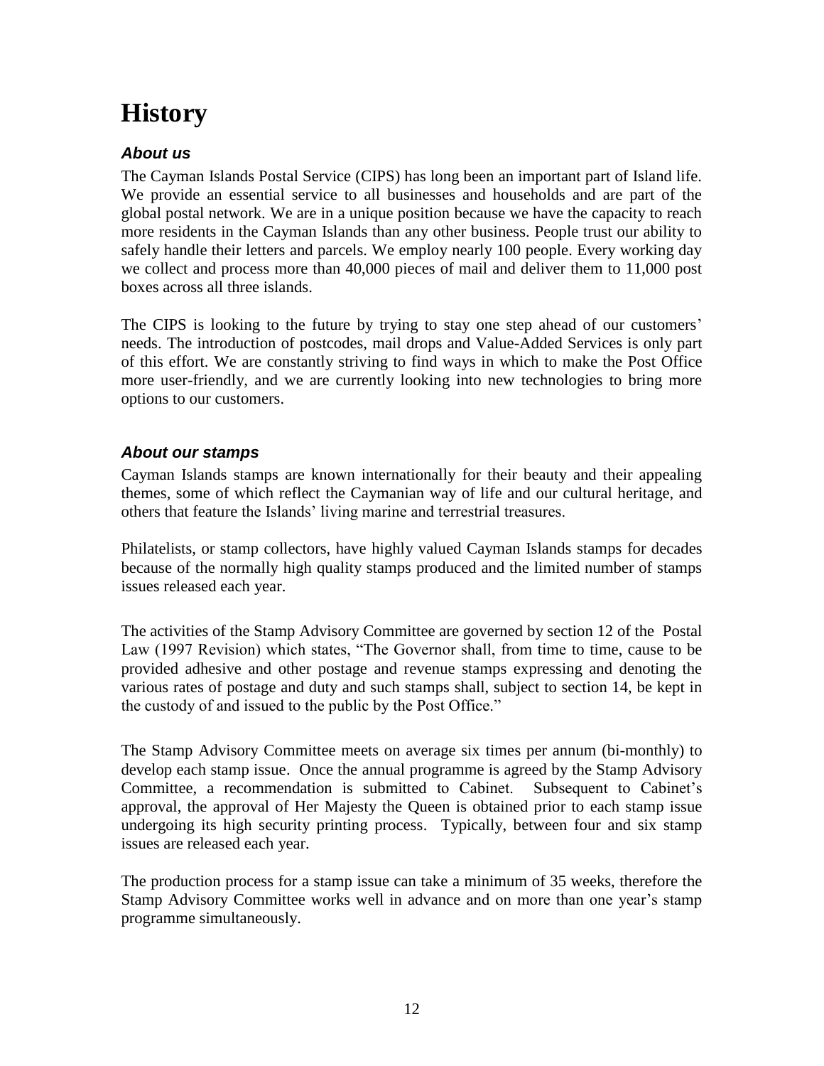# History

### *About us*

The Cayman Islands Postal Service (CIPS) has long been an important part of Island life. We provide an essential service to all businesses and households and are part of the global postal network. We are in a unique position because we have the capacity to reach more residents in the Cayman Islands than any other business. People trust our ability to safely handle their letters and parcels. We employ nearly 100 people. Every working day we collect and process more than 40,000 pieces of mail and deliver them to 11,000 post boxes across all three islands.

The CIPS is looking to the future by trying to stay one step ahead of our customers' needs. The introduction of postcodes, mail drops and Value-Added Services is only part of this effort. We are constantly striving to find ways in which to make the Post Office more user-friendly, and we are currently looking into new technologies to bring more options to our customers.

### *About our stamps*

Cayman Islands stamps are known internationally for their beauty and their appealing themes, some of which reflect the Caymanian way of life and our cultural heritage, and others that feature the Islands' living marine and terrestrial treasures.

Philatelists, or stamp collectors, have highly valued Cayman Islands stamps for decades because of the normally high quality stamps produced and the limited number of stamps issues released each year.

The activities of the Stamp Advisory Committee are governed by section 12 of the Postal Law (1997 Revision) which states, "The Governor shall, from time to time, cause to be provided adhesive and other postage and revenue stamps expressing and denoting the various rates of postage and duty and such stamps shall, subject to section 14, be kept in the custody of and issued to the public by the Post Office."

The Stamp Advisory Committee meets on average six times per annum (bi-monthly) to develop each stamp issue. Once the annual programme is agreed by the Stamp Advisory Committee, a recommendation is submitted to Cabinet. Subsequent to Cabinet's approval, the approval of Her Majesty the Queen is obtained prior to each stamp issue undergoing its high security printing process. Typically, between four and six stamp issues are released each year.

The production process for a stamp issue can take a minimum of 35 weeks, therefore the Stamp Advisory Committee works well in advance and on more than one year's stamp programme simultaneously.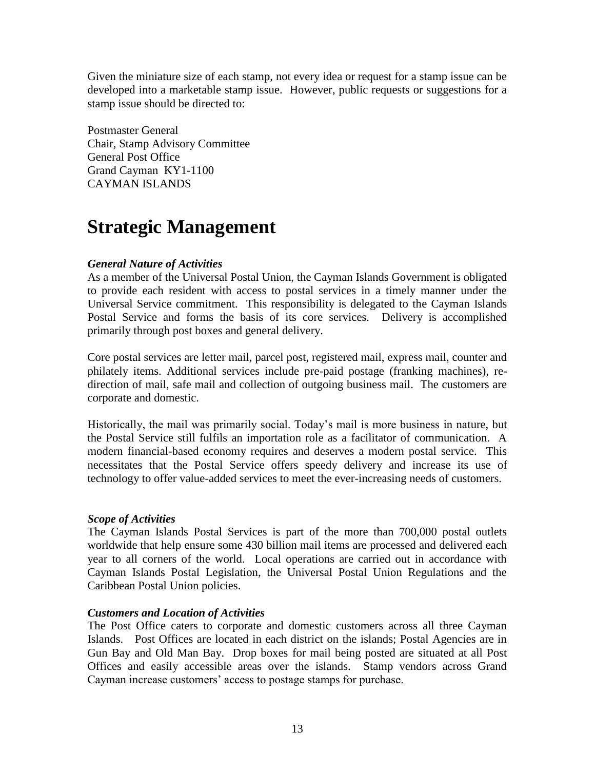Given the miniature size of each stamp, not every idea or request for a stamp issue can be developed into a marketable stamp issue. However, public requests or suggestions for a stamp issue should be directed to:

Postmaster General
Chair, Stamp Advisory Committee
General Post Office
Grand Cayman KY1-1100
CAYMAN ISLANDS

# Strategic Management

***General Nature of Activities***

As a member of the Universal Postal Union, the Cayman Islands Government is obligated to provide each resident with access to postal services in a timely manner under the Universal Service commitment. This responsibility is delegated to the Cayman Islands Postal Service and forms the basis of its core services. Delivery is accomplished primarily through post boxes and general delivery.

Core postal services are letter mail, parcel post, registered mail, express mail, counter and philately items. Additional services include pre-paid postage (franking machines), re-direction of mail, safe mail and collection of outgoing business mail. The customers are corporate and domestic.

Historically, the mail was primarily social. Today's mail is more business in nature, but the Postal Service still fulfils an importation role as a facilitator of communication. A modern financial-based economy requires and deserves a modern postal service. This necessitates that the Postal Service offers speedy delivery and increase its use of technology to offer value-added services to meet the ever-increasing needs of customers.

***Scope of Activities***

The Cayman Islands Postal Services is part of the more than 700,000 postal outlets worldwide that help ensure some 430 billion mail items are processed and delivered each year to all corners of the world. Local operations are carried out in accordance with Cayman Islands Postal Legislation, the Universal Postal Union Regulations and the Caribbean Postal Union policies.

***Customers and Location of Activities***

The Post Office caters to corporate and domestic customers across all three Cayman Islands. Post Offices are located in each district on the islands; Postal Agencies are in Gun Bay and Old Man Bay. Drop boxes for mail being posted are situated at all Post Offices and easily accessible areas over the islands. Stamp vendors across Grand Cayman increase customers' access to postage stamps for purchase.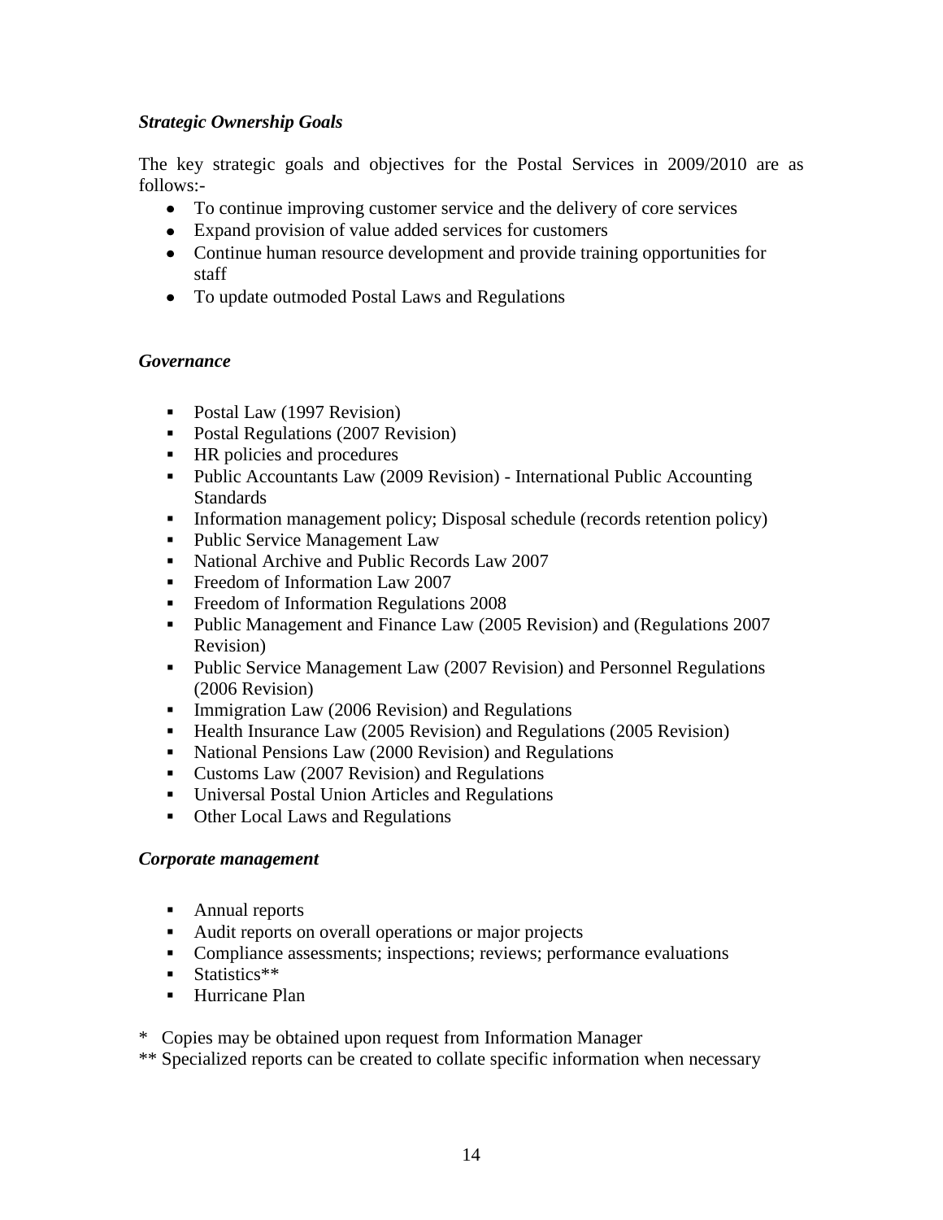### *Strategic Ownership Goals*

The key strategic goals and objectives for the Postal Services in 2009/2010 are as follows:-

- To continue improving customer service and the delivery of core services
- Expand provision of value added services for customers
- Continue human resource development and provide training opportunities for staff
- To update outmoded Postal Laws and Regulations

### *Governance*

- Postal Law (1997 Revision)
- Postal Regulations (2007 Revision)
- HR policies and procedures
- Public Accountants Law (2009 Revision) - International Public Accounting Standards
- Information management policy; Disposal schedule (records retention policy)
- Public Service Management Law
- National Archive and Public Records Law 2007
- Freedom of Information Law 2007
- Freedom of Information Regulations 2008
- Public Management and Finance Law (2005 Revision) and (Regulations 2007 Revision)
- Public Service Management Law (2007 Revision) and Personnel Regulations (2006 Revision)
- Immigration Law (2006 Revision) and Regulations
- Health Insurance Law (2005 Revision) and Regulations (2005 Revision)
- National Pensions Law (2000 Revision) and Regulations
- Customs Law (2007 Revision) and Regulations
- Universal Postal Union Articles and Regulations
- Other Local Laws and Regulations

### *Corporate management*

- Annual reports
- Audit reports on overall operations or major projects
- Compliance assessments; inspections; reviews; performance evaluations
- Statistics**
- Hurricane Plan

\* Copies may be obtained upon request from Information Manager

** Specialized reports can be created to collate specific information when necessary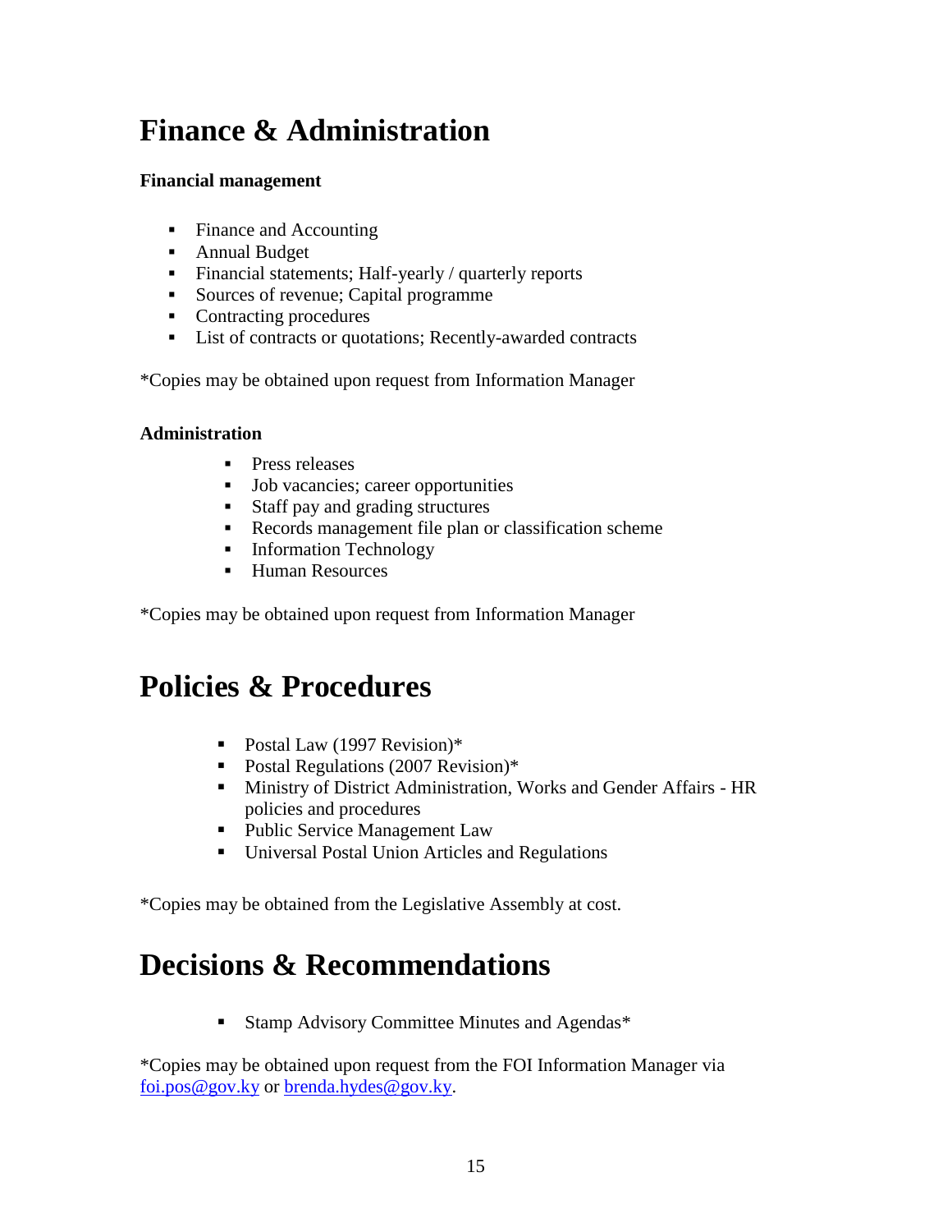# Finance & Administration

### Financial management

- Finance and Accounting
- Annual Budget
- Financial statements; Half-yearly / quarterly reports
- Sources of revenue; Capital programme
- Contracting procedures
- List of contracts or quotations; Recently-awarded contracts

*Copies may be obtained upon request from Information Manager

### Administration

- Press releases
- Job vacancies; career opportunities
- Staff pay and grading structures
- Records management file plan or classification scheme
- Information Technology
- Human Resources

*Copies may be obtained upon request from Information Manager

# Policies & Procedures

- Postal Law (1997 Revision)*
- Postal Regulations (2007 Revision)*
- Ministry of District Administration, Works and Gender Affairs - HR policies and procedures
- Public Service Management Law
- Universal Postal Union Articles and Regulations

*Copies may be obtained from the Legislative Assembly at cost.

# Decisions & Recommendations

- Stamp Advisory Committee Minutes and Agendas*

*Copies may be obtained upon request from the FOI Information Manager via foi.pos@gov.ky or brenda.hydes@gov.ky.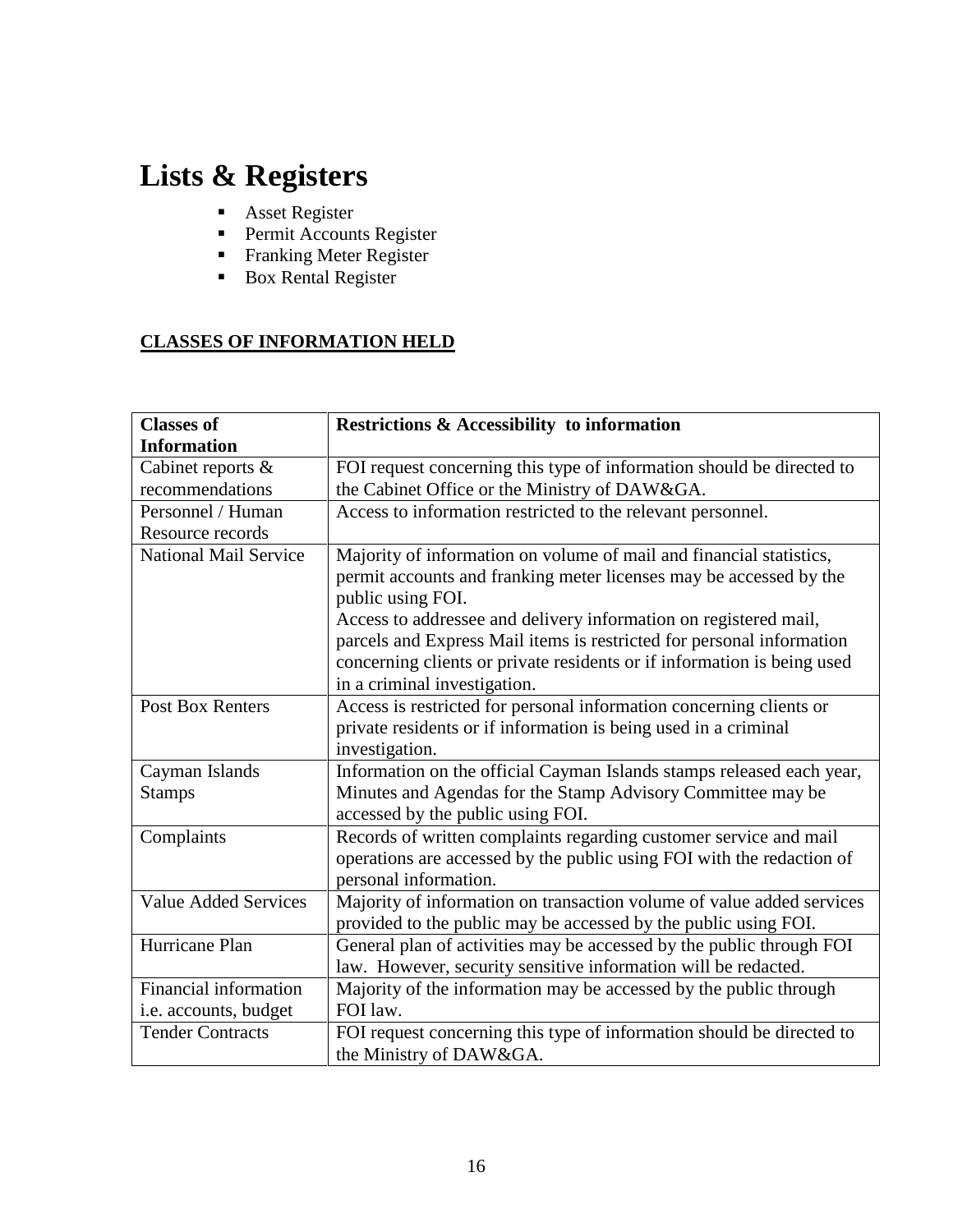# Lists & Registers

- Asset Register
- Permit Accounts Register
- Franking Meter Register
- Box Rental Register

**<u>CLASSES OF INFORMATION HELD</u>**

| **Classes of Information** | **Restrictions & Accessibility to information** |
|---|---|
| Cabinet reports & recommendations | FOI request concerning this type of information should be directed to the Cabinet Office or the Ministry of DAW&GA. |
| Personnel / Human Resource records | Access to information restricted to the relevant personnel. |
| National Mail Service | Majority of information on volume of mail and financial statistics, permit accounts and franking meter licenses may be accessed by the public using FOI.<br>Access to addressee and delivery information on registered mail, parcels and Express Mail items is restricted for personal information concerning clients or private residents or if information is being used in a criminal investigation. |
| Post Box Renters | Access is restricted for personal information concerning clients or private residents or if information is being used in a criminal investigation. |
| Cayman Islands Stamps | Information on the official Cayman Islands stamps released each year, Minutes and Agendas for the Stamp Advisory Committee may be accessed by the public using FOI. |
| Complaints | Records of written complaints regarding customer service and mail operations are accessed by the public using FOI with the redaction of personal information. |
| Value Added Services | Majority of information on transaction volume of value added services provided to the public may be accessed by the public using FOI. |
| Hurricane Plan | General plan of activities may be accessed by the public through FOI law. However, security sensitive information will be redacted. |
| Financial information i.e. accounts, budget | Majority of the information may be accessed by the public through FOI law. |
| Tender Contracts | FOI request concerning this type of information should be directed to the Ministry of DAW&GA. |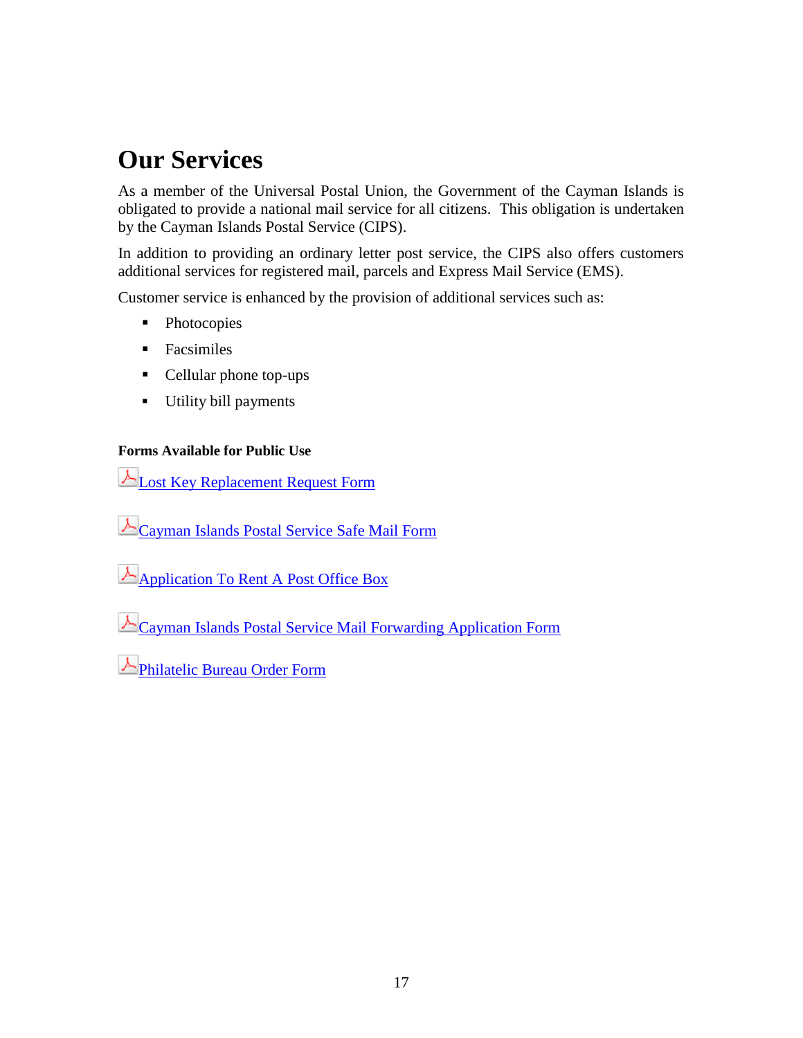# Our Services

As a member of the Universal Postal Union, the Government of the Cayman Islands is obligated to provide a national mail service for all citizens. This obligation is undertaken by the Cayman Islands Postal Service (CIPS).

In addition to providing an ordinary letter post service, the CIPS also offers customers additional services for registered mail, parcels and Express Mail Service (EMS).

Customer service is enhanced by the provision of additional services such as:

- Photocopies
- Facsimiles
- Cellular phone top-ups
- Utility bill payments

**Forms Available for Public Use**

Lost Key Replacement Request Form

Cayman Islands Postal Service Safe Mail Form

Application To Rent A Post Office Box

Cayman Islands Postal Service Mail Forwarding Application Form

Philatelic Bureau Order Form